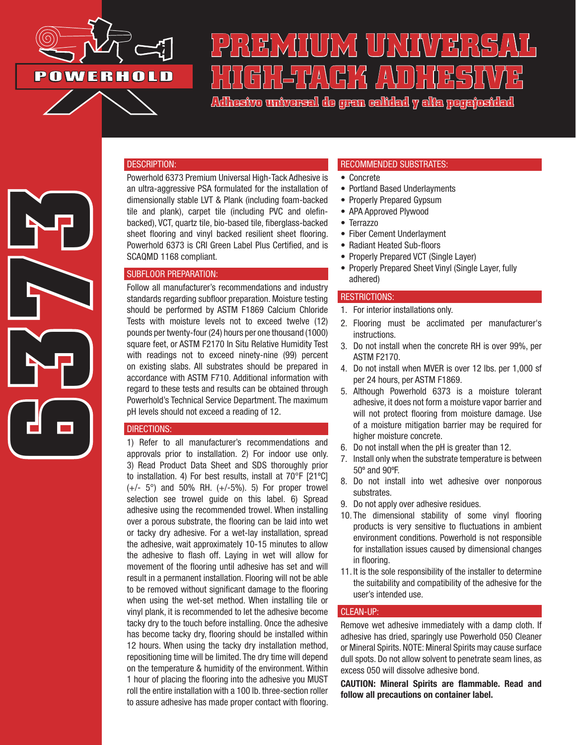POWERHOLD

# PREMIUM UNIVERSAL HIGH-TACK ADHESIVE

**Adhesivo universal de gran calidad y alta pegajosidad**

6373

## DESCRIPTION:

Powerhold 6373 Premium Universal High-Tack Adhesive is an ultra-aggressive PSA formulated for the installation of dimensionally stable LVT & Plank (including foam-backed tile and plank), carpet tile (including PVC and olefin-backed), VCT, quartz tile, bio-based tile, fiberglass-backed sheet flooring and vinyl backed resilient sheet flooring. Powerhold 6373 is CRI Green Label Plus Certified, and is SCAQMD 1168 compliant.

## SUBFLOOR PREPARATION:

Follow all manufacturer's recommendations and industry standards regarding subfloor preparation. Moisture testing should be performed by ASTM F1869 Calcium Chloride Tests with moisture levels not to exceed twelve (12) pounds per twenty-four (24) hours per one thousand (1000) square feet, or ASTM F2170 In Situ Relative Humidity Test with readings not to exceed ninety-nine (99) percent on existing slabs. All substrates should be prepared in accordance with ASTM F710. Additional information with regard to these tests and results can be obtained through Powerhold's Technical Service Department. The maximum pH levels should not exceed a reading of 12.

## DIRECTIONS:

1) Refer to all manufacturer's recommendations and approvals prior to installation. 2) For indoor use only. 3) Read Product Data Sheet and SDS thoroughly prior to installation. 4) For best results, install at 70°F [21ºC] (+/- 5°) and 50% RH. (+/-5%). 5) For proper trowel selection see trowel guide on this label. 6) Spread adhesive using the recommended trowel. When installing over a porous substrate, the flooring can be laid into wet or tacky dry adhesive. For a wet-lay installation, spread the adhesive, wait approximately 10-15 minutes to allow the adhesive to flash off. Laying in wet will allow for movement of the flooring until adhesive has set and will result in a permanent installation. Flooring will not be able to be removed without significant damage to the flooring when using the wet-set method. When installing tile or vinyl plank, it is recommended to let the adhesive become tacky dry to the touch before installing. Once the adhesive has become tacky dry, flooring should be installed within 12 hours. When using the tacky dry installation method, repositioning time will be limited. The dry time will depend on the temperature & humidity of the environment. Within 1 hour of placing the flooring into the adhesive you MUST roll the entire installation with a 100 lb. three-section roller to assure adhesive has made proper contact with flooring.

## RECOMMENDED SUBSTRATES:

- Concrete
- Portland Based Underlayments
- Properly Prepared Gypsum
- APA Approved Plywood
- Terrazzo
- Fiber Cement Underlayment
- Radiant Heated Sub-floors
- Properly Prepared VCT (Single Layer)
- Properly Prepared Sheet Vinyl (Single Layer, fully adhered)

## RESTRICTIONS:

1. For interior installations only.
2. Flooring must be acclimated per manufacturer's instructions.
3. Do not install when the concrete RH is over 99%, per ASTM F2170.
4. Do not install when MVER is over 12 lbs. per 1,000 sf per 24 hours, per ASTM F1869.
5. Although Powerhold 6373 is a moisture tolerant adhesive, it does not form a moisture vapor barrier and will not protect flooring from moisture damage. Use of a moisture mitigation barrier may be required for higher moisture concrete.
6. Do not install when the pH is greater than 12.
7. Install only when the substrate temperature is between 50º and 90ºF.
8. Do not install into wet adhesive over nonporous substrates.
9. Do not apply over adhesive residues.
10. The dimensional stability of some vinyl flooring products is very sensitive to fluctuations in ambient environment conditions. Powerhold is not responsible for installation issues caused by dimensional changes in flooring.
11. It is the sole responsibility of the installer to determine the suitability and compatibility of the adhesive for the user's intended use.

## CLEAN-UP:

Remove wet adhesive immediately with a damp cloth. If adhesive has dried, sparingly use Powerhold 050 Cleaner or Mineral Spirits. NOTE: Mineral Spirits may cause surface dull spots. Do not allow solvent to penetrate seam lines, as excess 050 will dissolve adhesive bond.

**CAUTION: Mineral Spirits are flammable. Read and follow all precautions on container label.**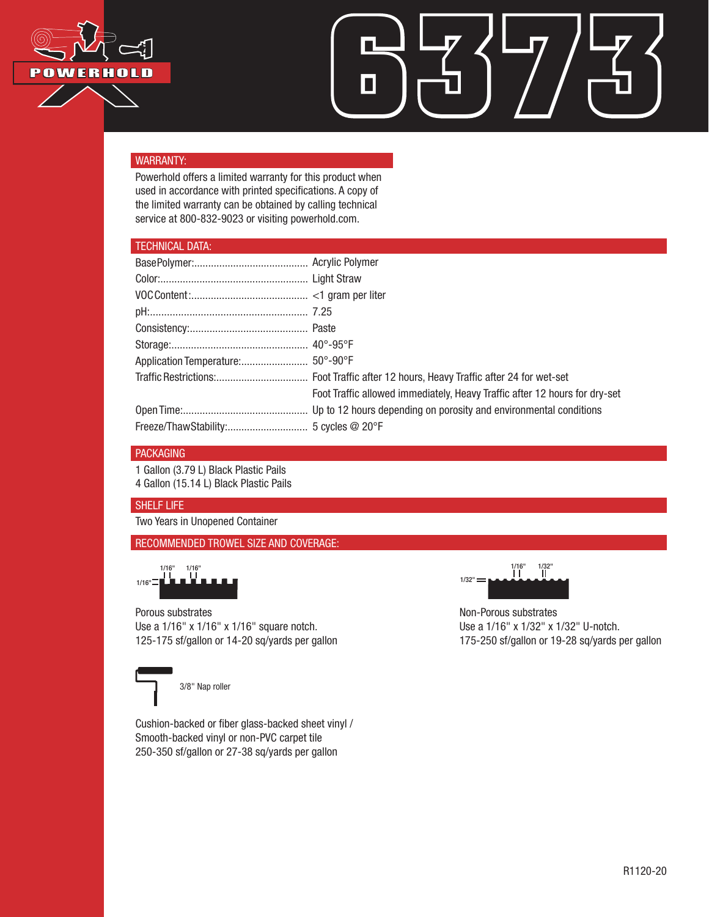# 6373

## WARRANTY:

Powerhold offers a limited warranty for this product when used in accordance with printed specifications. A copy of the limited warranty can be obtained by calling technical service at 800-832-9023 or visiting powerhold.com.

## TECHNICAL DATA:

| | |
|---|---|
| Base Polymer: | Acrylic Polymer |
| Color: | Light Straw |
| VOC Content: | <1 gram per liter |
| pH: | 7.25 |
| Consistency: | Paste |
| Storage: | 40°-95°F |
| Application Temperature: | 50°-90°F |
| Traffic Restrictions: | Foot Traffic after 12 hours, Heavy Traffic after 24 for wet-set |
| | Foot Traffic allowed immediately, Heavy Traffic after 12 hours for dry-set |
| Open Time: | Up to 12 hours depending on porosity and environmental conditions |
| Freeze/Thaw Stability: | 5 cycles @ 20°F |

## PACKAGING

1 Gallon (3.79 L) Black Plastic Pails
4 Gallon (15.14 L) Black Plastic Pails

## SHELF LIFE

Two Years in Unopened Container

## RECOMMENDED TROWEL SIZE AND COVERAGE:

1/16" 1/16"
1/16"

Porous substrates
Use a 1/16" x 1/16" x 1/16" square notch.
125-175 sf/gallon or 14-20 sq/yards per gallon

1/16" 1/32"
1/32"

Non-Porous substrates
Use a 1/16" x 1/32" x 1/32" U-notch.
175-250 sf/gallon or 19-28 sq/yards per gallon

3/8" Nap roller

Cushion-backed or fiber glass-backed sheet vinyl /
Smooth-backed vinyl or non-PVC carpet tile
250-350 sf/gallon or 27-38 sq/yards per gallon

R1120-20